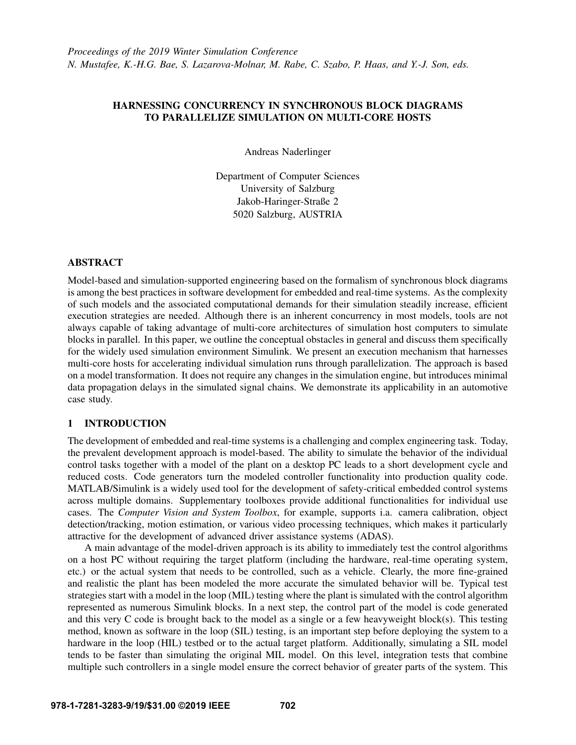*Proceedings of the 2019 Winter Simulation Conference*
*N. Mustafee, K.-H.G. Bae, S. Lazarova-Molnar, M. Rabe, C. Szabo, P. Haas, and Y.-J. Son, eds.*

# HARNESSING CONCURRENCY IN SYNCHRONOUS BLOCK DIAGRAMS TO PARALLELIZE SIMULATION ON MULTI-CORE HOSTS

Andreas Naderlinger

Department of Computer Sciences
University of Salzburg
Jakob-Haringer-Straße 2
5020 Salzburg, AUSTRIA

## ABSTRACT

Model-based and simulation-supported engineering based on the formalism of synchronous block diagrams is among the best practices in software development for embedded and real-time systems. As the complexity of such models and the associated computational demands for their simulation steadily increase, efficient execution strategies are needed. Although there is an inherent concurrency in most models, tools are not always capable of taking advantage of multi-core architectures of simulation host computers to simulate blocks in parallel. In this paper, we outline the conceptual obstacles in general and discuss them specifically for the widely used simulation environment Simulink. We present an execution mechanism that harnesses multi-core hosts for accelerating individual simulation runs through parallelization. The approach is based on a model transformation. It does not require any changes in the simulation engine, but introduces minimal data propagation delays in the simulated signal chains. We demonstrate its applicability in an automotive case study.

## 1 INTRODUCTION

The development of embedded and real-time systems is a challenging and complex engineering task. Today, the prevalent development approach is model-based. The ability to simulate the behavior of the individual control tasks together with a model of the plant on a desktop PC leads to a short development cycle and reduced costs. Code generators turn the modeled controller functionality into production quality code. MATLAB/Simulink is a widely used tool for the development of safety-critical embedded control systems across multiple domains. Supplementary toolboxes provide additional functionalities for individual use cases. The *Computer Vision and System Toolbox*, for example, supports i.a. camera calibration, object detection/tracking, motion estimation, or various video processing techniques, which makes it particularly attractive for the development of advanced driver assistance systems (ADAS).

A main advantage of the model-driven approach is its ability to immediately test the control algorithms on a host PC without requiring the target platform (including the hardware, real-time operating system, etc.) or the actual system that needs to be controlled, such as a vehicle. Clearly, the more fine-grained and realistic the plant has been modeled the more accurate the simulated behavior will be. Typical test strategies start with a model in the loop (MIL) testing where the plant is simulated with the control algorithm represented as numerous Simulink blocks. In a next step, the control part of the model is code generated and this very C code is brought back to the model as a single or a few heavyweight block(s). This testing method, known as software in the loop (SIL) testing, is an important step before deploying the system to a hardware in the loop (HIL) testbed or to the actual target platform. Additionally, simulating a SIL model tends to be faster than simulating the original MIL model. On this level, integration tests that combine multiple such controllers in a single model ensure the correct behavior of greater parts of the system. This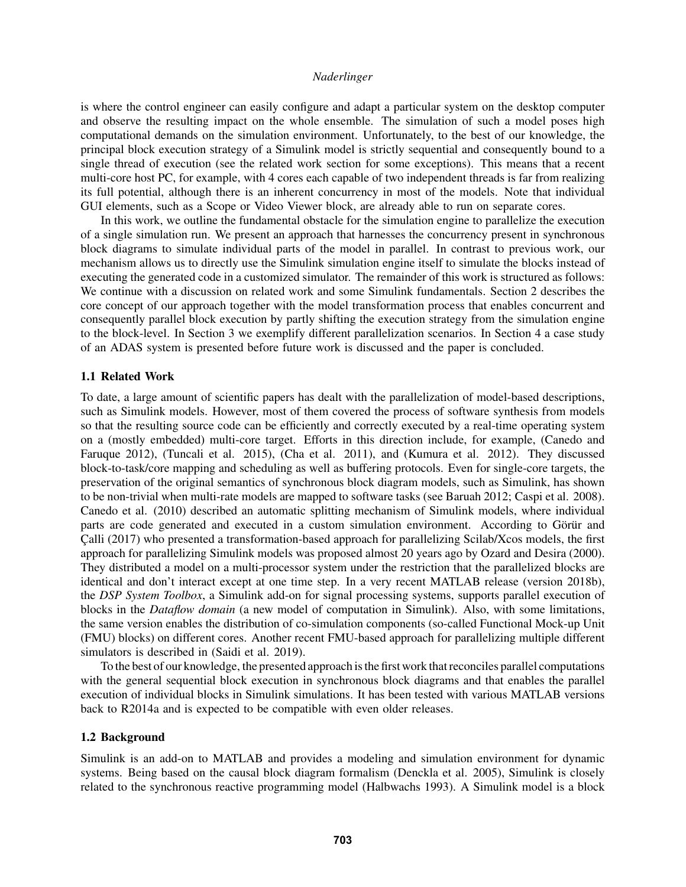is where the control engineer can easily configure and adapt a particular system on the desktop computer and observe the resulting impact on the whole ensemble. The simulation of such a model poses high computational demands on the simulation environment. Unfortunately, to the best of our knowledge, the principal block execution strategy of a Simulink model is strictly sequential and consequently bound to a single thread of execution (see the related work section for some exceptions). This means that a recent multi-core host PC, for example, with 4 cores each capable of two independent threads is far from realizing its full potential, although there is an inherent concurrency in most of the models. Note that individual GUI elements, such as a Scope or Video Viewer block, are already able to run on separate cores.

In this work, we outline the fundamental obstacle for the simulation engine to parallelize the execution of a single simulation run. We present an approach that harnesses the concurrency present in synchronous block diagrams to simulate individual parts of the model in parallel. In contrast to previous work, our mechanism allows us to directly use the Simulink simulation engine itself to simulate the blocks instead of executing the generated code in a customized simulator. The remainder of this work is structured as follows: We continue with a discussion on related work and some Simulink fundamentals. Section 2 describes the core concept of our approach together with the model transformation process that enables concurrent and consequently parallel block execution by partly shifting the execution strategy from the simulation engine to the block-level. In Section 3 we exemplify different parallelization scenarios. In Section 4 a case study of an ADAS system is presented before future work is discussed and the paper is concluded.

### 1.1 Related Work

To date, a large amount of scientific papers has dealt with the parallelization of model-based descriptions, such as Simulink models. However, most of them covered the process of software synthesis from models so that the resulting source code can be efficiently and correctly executed by a real-time operating system on a (mostly embedded) multi-core target. Efforts in this direction include, for example, (Canedo and Faruque 2012), (Tuncali et al. 2015), (Cha et al. 2011), and (Kumura et al. 2012). They discussed block-to-task/core mapping and scheduling as well as buffering protocols. Even for single-core targets, the preservation of the original semantics of synchronous block diagram models, such as Simulink, has shown to be non-trivial when multi-rate models are mapped to software tasks (see Baruah 2012; Caspi et al. 2008). Canedo et al. (2010) described an automatic splitting mechanism of Simulink models, where individual parts are code generated and executed in a custom simulation environment. According to Görür and Çalli (2017) who presented a transformation-based approach for parallelizing Scilab/Xcos models, the first approach for parallelizing Simulink models was proposed almost 20 years ago by Ozard and Desira (2000). They distributed a model on a multi-processor system under the restriction that the parallelized blocks are identical and don't interact except at one time step. In a very recent MATLAB release (version 2018b), the *DSP System Toolbox*, a Simulink add-on for signal processing systems, supports parallel execution of blocks in the *Dataflow domain* (a new model of computation in Simulink). Also, with some limitations, the same version enables the distribution of co-simulation components (so-called Functional Mock-up Unit (FMU) blocks) on different cores. Another recent FMU-based approach for parallelizing multiple different simulators is described in (Saidi et al. 2019).

To the best of our knowledge, the presented approach is the first work that reconciles parallel computations with the general sequential block execution in synchronous block diagrams and that enables the parallel execution of individual blocks in Simulink simulations. It has been tested with various MATLAB versions back to R2014a and is expected to be compatible with even older releases.

### 1.2 Background

Simulink is an add-on to MATLAB and provides a modeling and simulation environment for dynamic systems. Being based on the causal block diagram formalism (Denckla et al. 2005), Simulink is closely related to the synchronous reactive programming model (Halbwachs 1993). A Simulink model is a block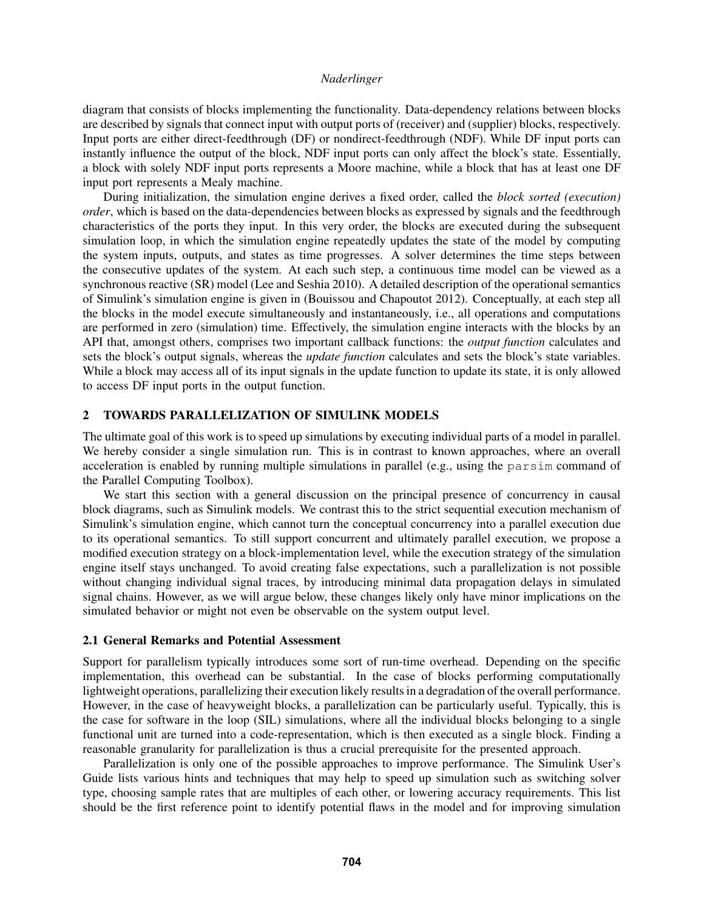diagram that consists of blocks implementing the functionality. Data-dependency relations between blocks are described by signals that connect input with output ports of (receiver) and (supplier) blocks, respectively. Input ports are either direct-feedthrough (DF) or nondirect-feedthrough (NDF). While DF input ports can instantly influence the output of the block, NDF input ports can only affect the block's state. Essentially, a block with solely NDF input ports represents a Moore machine, while a block that has at least one DF input port represents a Mealy machine.

During initialization, the simulation engine derives a fixed order, called the *block sorted (execution) order*, which is based on the data-dependencies between blocks as expressed by signals and the feedthrough characteristics of the ports they input. In this very order, the blocks are executed during the subsequent simulation loop, in which the simulation engine repeatedly updates the state of the model by computing the system inputs, outputs, and states as time progresses. A solver determines the time steps between the consecutive updates of the system. At each such step, a continuous time model can be viewed as a synchronous reactive (SR) model (Lee and Seshia 2010). A detailed description of the operational semantics of Simulink's simulation engine is given in (Bouissou and Chapoutot 2012). Conceptually, at each step all the blocks in the model execute simultaneously and instantaneously, i.e., all operations and computations are performed in zero (simulation) time. Effectively, the simulation engine interacts with the blocks by an API that, amongst others, comprises two important callback functions: the *output function* calculates and sets the block's output signals, whereas the *update function* calculates and sets the block's state variables. While a block may access all of its input signals in the update function to update its state, it is only allowed to access DF input ports in the output function.

## 2 TOWARDS PARALLELIZATION OF SIMULINK MODELS

The ultimate goal of this work is to speed up simulations by executing individual parts of a model in parallel. We hereby consider a single simulation run. This is in contrast to known approaches, where an overall acceleration is enabled by running multiple simulations in parallel (e.g., using the `parsim` command of the Parallel Computing Toolbox).

We start this section with a general discussion on the principal presence of concurrency in causal block diagrams, such as Simulink models. We contrast this to the strict sequential execution mechanism of Simulink's simulation engine, which cannot turn the conceptual concurrency into a parallel execution due to its operational semantics. To still support concurrent and ultimately parallel execution, we propose a modified execution strategy on a block-implementation level, while the execution strategy of the simulation engine itself stays unchanged. To avoid creating false expectations, such a parallelization is not possible without changing individual signal traces, by introducing minimal data propagation delays in simulated signal chains. However, as we will argue below, these changes likely only have minor implications on the simulated behavior or might not even be observable on the system output level.

### 2.1 General Remarks and Potential Assessment

Support for parallelism typically introduces some sort of run-time overhead. Depending on the specific implementation, this overhead can be substantial. In the case of blocks performing computationally lightweight operations, parallelizing their execution likely results in a degradation of the overall performance. However, in the case of heavyweight blocks, a parallelization can be particularly useful. Typically, this is the case for software in the loop (SIL) simulations, where all the individual blocks belonging to a single functional unit are turned into a code-representation, which is then executed as a single block. Finding a reasonable granularity for parallelization is thus a crucial prerequisite for the presented approach.

Parallelization is only one of the possible approaches to improve performance. The Simulink User's Guide lists various hints and techniques that may help to speed up simulation such as switching solver type, choosing sample rates that are multiples of each other, or lowering accuracy requirements. This list should be the first reference point to identify potential flaws in the model and for improving simulation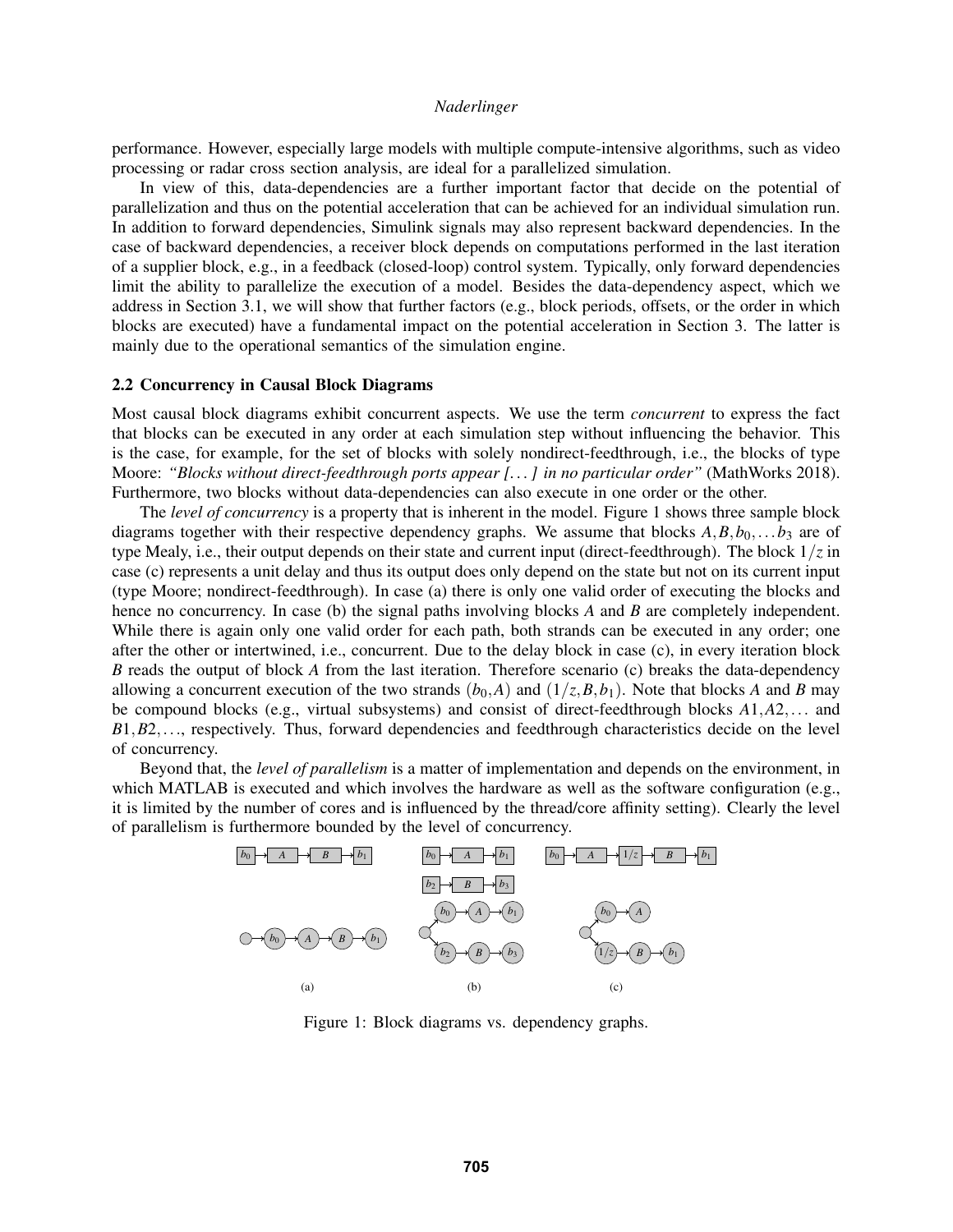performance. However, especially large models with multiple compute-intensive algorithms, such as video processing or radar cross section analysis, are ideal for a parallelized simulation.

In view of this, data-dependencies are a further important factor that decide on the potential of parallelization and thus on the potential acceleration that can be achieved for an individual simulation run. In addition to forward dependencies, Simulink signals may also represent backward dependencies. In the case of backward dependencies, a receiver block depends on computations performed in the last iteration of a supplier block, e.g., in a feedback (closed-loop) control system. Typically, only forward dependencies limit the ability to parallelize the execution of a model. Besides the data-dependency aspect, which we address in Section 3.1, we will show that further factors (e.g., block periods, offsets, or the order in which blocks are executed) have a fundamental impact on the potential acceleration in Section 3. The latter is mainly due to the operational semantics of the simulation engine.

### 2.2 Concurrency in Causal Block Diagrams

Most causal block diagrams exhibit concurrent aspects. We use the term *concurrent* to express the fact that blocks can be executed in any order at each simulation step without influencing the behavior. This is the case, for example, for the set of blocks with solely nondirect-feedthrough, i.e., the blocks of type Moore: *"Blocks without direct-feedthrough ports appear [...] in no particular order"* (MathWorks 2018). Furthermore, two blocks without data-dependencies can also execute in one order or the other.

The *level of concurrency* is a property that is inherent in the model. Figure 1 shows three sample block diagrams together with their respective dependency graphs. We assume that blocks $A, B, b_0, \dots b_3$ are of type Mealy, i.e., their output depends on their state and current input (direct-feedthrough). The block $1/z$ in case (c) represents a unit delay and thus its output does only depend on the state but not on its current input (type Moore; nondirect-feedthrough). In case (a) there is only one valid order of executing the blocks and hence no concurrency. In case (b) the signal paths involving blocks $A$ and $B$ are completely independent. While there is again only one valid order for each path, both strands can be executed in any order; one after the other or intertwined, i.e., concurrent. Due to the delay block in case (c), in every iteration block $B$ reads the output of block $A$ from the last iteration. Therefore scenario (c) breaks the data-dependency allowing a concurrent execution of the two strands $(b_0, A)$ and $(1/z, B, b_1)$. Note that blocks $A$ and $B$ may be compound blocks (e.g., virtual subsystems) and consist of direct-feedthrough blocks $A1, A2, \dots$ and $B1, B2, \dots$, respectively. Thus, forward dependencies and feedthrough characteristics decide on the level of concurrency.

Beyond that, the *level of parallelism* is a matter of implementation and depends on the environment, in which MATLAB is executed and which involves the hardware as well as the software configuration (e.g., it is limited by the number of cores and is influenced by the thread/core affinity setting). Clearly the level of parallelism is furthermore bounded by the level of concurrency.

Figure 1: Block diagrams vs. dependency graphs.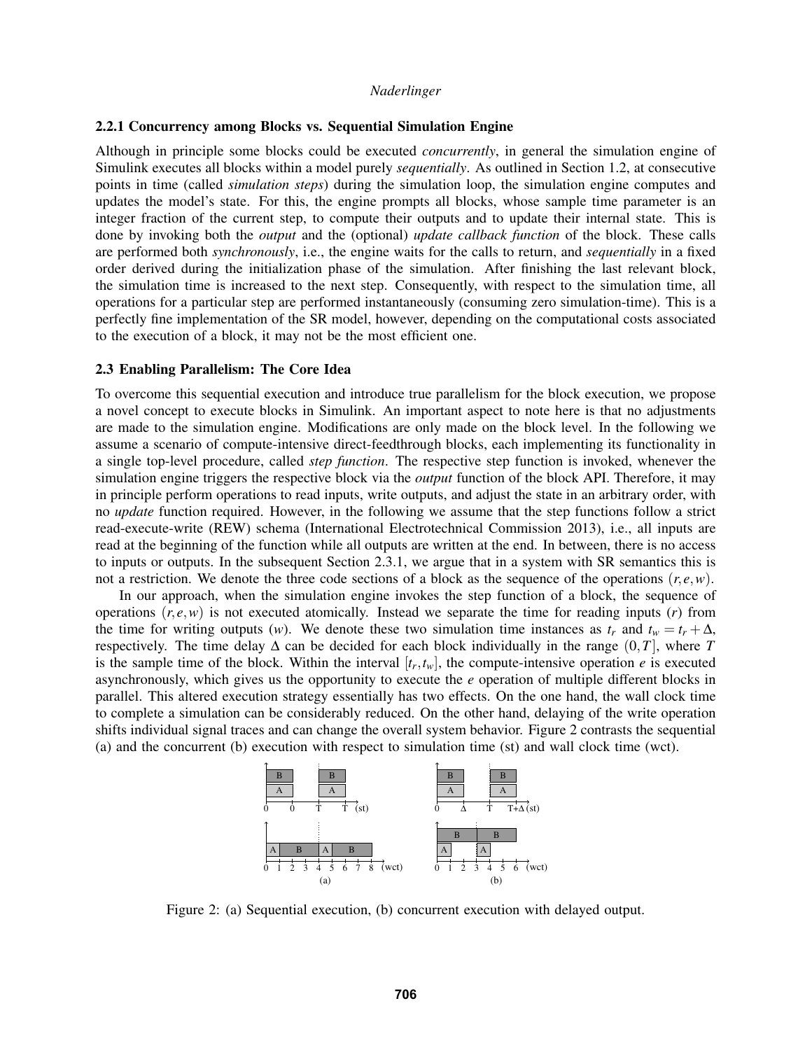### 2.2.1 Concurrency among Blocks vs. Sequential Simulation Engine

Although in principle some blocks could be executed *concurrently*, in general the simulation engine of Simulink executes all blocks within a model purely *sequentially*. As outlined in Section 1.2, at consecutive points in time (called *simulation steps*) during the simulation loop, the simulation engine computes and updates the model's state. For this, the engine prompts all blocks, whose sample time parameter is an integer fraction of the current step, to compute their outputs and to update their internal state. This is done by invoking both the *output* and the (optional) *update callback function* of the block. These calls are performed both *synchronously*, i.e., the engine waits for the calls to return, and *sequentially* in a fixed order derived during the initialization phase of the simulation. After finishing the last relevant block, the simulation time is increased to the next step. Consequently, with respect to the simulation time, all operations for a particular step are performed instantaneously (consuming zero simulation-time). This is a perfectly fine implementation of the SR model, however, depending on the computational costs associated to the execution of a block, it may not be the most efficient one.

## 2.3 Enabling Parallelism: The Core Idea

To overcome this sequential execution and introduce true parallelism for the block execution, we propose a novel concept to execute blocks in Simulink. An important aspect to note here is that no adjustments are made to the simulation engine. Modifications are only made on the block level. In the following we assume a scenario of compute-intensive direct-feedthrough blocks, each implementing its functionality in a single top-level procedure, called *step function*. The respective step function is invoked, whenever the simulation engine triggers the respective block via the *output* function of the block API. Therefore, it may in principle perform operations to read inputs, write outputs, and adjust the state in an arbitrary order, with no *update* function required. However, in the following we assume that the step functions follow a strict read-execute-write (REW) schema (International Electrotechnical Commission 2013), i.e., all inputs are read at the beginning of the function while all outputs are written at the end. In between, there is no access to inputs or outputs. In the subsequent Section 2.3.1, we argue that in a system with SR semantics this is not a restriction. We denote the three code sections of a block as the sequence of the operations $(r,e,w)$.

In our approach, when the simulation engine invokes the step function of a block, the sequence of operations $(r,e,w)$ is not executed atomically. Instead we separate the time for reading inputs ($r$) from the time for writing outputs ($w$). We denote these two simulation time instances as $t_r$ and $t_w = t_r + \Delta$, respectively. The time delay $\Delta$ can be decided for each block individually in the range $(0,T]$, where $T$ is the sample time of the block. Within the interval $[t_r,t_w]$, the compute-intensive operation $e$ is executed asynchronously, which gives us the opportunity to execute the $e$ operation of multiple different blocks in parallel. This altered execution strategy essentially has two effects. On the one hand, the wall clock time to complete a simulation can be considerably reduced. On the other hand, delaying of the write operation shifts individual signal traces and can change the overall system behavior. Figure 2 contrasts the sequential (a) and the concurrent (b) execution with respect to simulation time (st) and wall clock time (wct).

Figure 2: (a) Sequential execution, (b) concurrent execution with delayed output.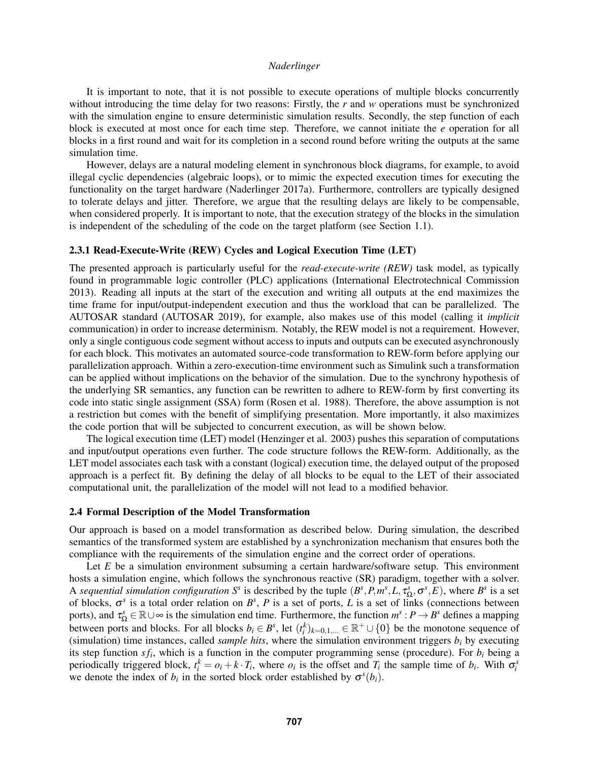It is important to note, that it is not possible to execute operations of multiple blocks concurrently without introducing the time delay for two reasons: Firstly, the $r$ and $w$ operations must be synchronized with the simulation engine to ensure deterministic simulation results. Secondly, the step function of each block is executed at most once for each time step. Therefore, we cannot initiate the $e$ operation for all blocks in a first round and wait for its completion in a second round before writing the outputs at the same simulation time.

However, delays are a natural modeling element in synchronous block diagrams, for example, to avoid illegal cyclic dependencies (algebraic loops), or to mimic the expected execution times for executing the functionality on the target hardware (Naderlinger 2017a). Furthermore, controllers are typically designed to tolerate delays and jitter. Therefore, we argue that the resulting delays are likely to be compensable, when considered properly. It is important to note, that the execution strategy of the blocks in the simulation is independent of the scheduling of the code on the target platform (see Section 1.1).

### 2.3.1 Read-Execute-Write (REW) Cycles and Logical Execution Time (LET)

The presented approach is particularly useful for the *read-execute-write (REW)* task model, as typically found in programmable logic controller (PLC) applications (International Electrotechnical Commission 2013). Reading all inputs at the start of the execution and writing all outputs at the end maximizes the time frame for input/output-independent execution and thus the workload that can be parallelized. The AUTOSAR standard (AUTOSAR 2019), for example, also makes use of this model (calling it *implicit* communication) in order to increase determinism. Notably, the REW model is not a requirement. However, only a single contiguous code segment without access to inputs and outputs can be executed asynchronously for each block. This motivates an automated source-code transformation to REW-form before applying our parallelization approach. Within a zero-execution-time environment such as Simulink such a transformation can be applied without implications on the behavior of the simulation. Due to the synchrony hypothesis of the underlying SR semantics, any function can be rewritten to adhere to REW-form by first converting its code into static single assignment (SSA) form (Rosen et al. 1988). Therefore, the above assumption is not a restriction but comes with the benefit of simplifying presentation. More importantly, it also maximizes the code portion that will be subjected to concurrent execution, as will be shown below.

The logical execution time (LET) model (Henzinger et al. 2003) pushes this separation of computations and input/output operations even further. The code structure follows the REW-form. Additionally, as the LET model associates each task with a constant (logical) execution time, the delayed output of the proposed approach is a perfect fit. By defining the delay of all blocks to be equal to the LET of their associated computational unit, the parallelization of the model will not lead to a modified behavior.

## 2.4 Formal Description of the Model Transformation

Our approach is based on a model transformation as described below. During simulation, the described semantics of the transformed system are established by a synchronization mechanism that ensures both the compliance with the requirements of the simulation engine and the correct order of operations.

Let $E$ be a simulation environment subsuming a certain hardware/software setup. This environment hosts a simulation engine, which follows the synchronous reactive (SR) paradigm, together with a solver. A *sequential simulation configuration* $S^s$ is described by the tuple $(B^s, P, m^s, L, \tau^s_\Omega, \sigma^s, E)$, where $B^s$ is a set of blocks, $\sigma^s$ is a total order relation on $B^s$, $P$ is a set of ports, $L$ is a set of links (connections between ports), and $\tau^s_\Omega \in \mathbb{R} \cup \infty$ is the simulation end time. Furthermore, the function $m^s : P \rightarrow B^s$ defines a mapping between ports and blocks. For all blocks $b_i \in B^s$, let $(t_i^k)_{k=0,1,\ldots} \in \mathbb{R}^+ \cup \{0\}$ be the monotone sequence of (simulation) time instances, called *sample hits*, where the simulation environment triggers $b_i$ by executing its step function $sf_i$, which is a function in the computer programming sense (procedure). For $b_i$ being a periodically triggered block, $t_i^k = o_i + k \cdot T_i$, where $o_i$ is the offset and $T_i$ the sample time of $b_i$. With $\sigma^s_i$ we denote the index of $b_i$ in the sorted block order established by $\sigma^s(b_i)$.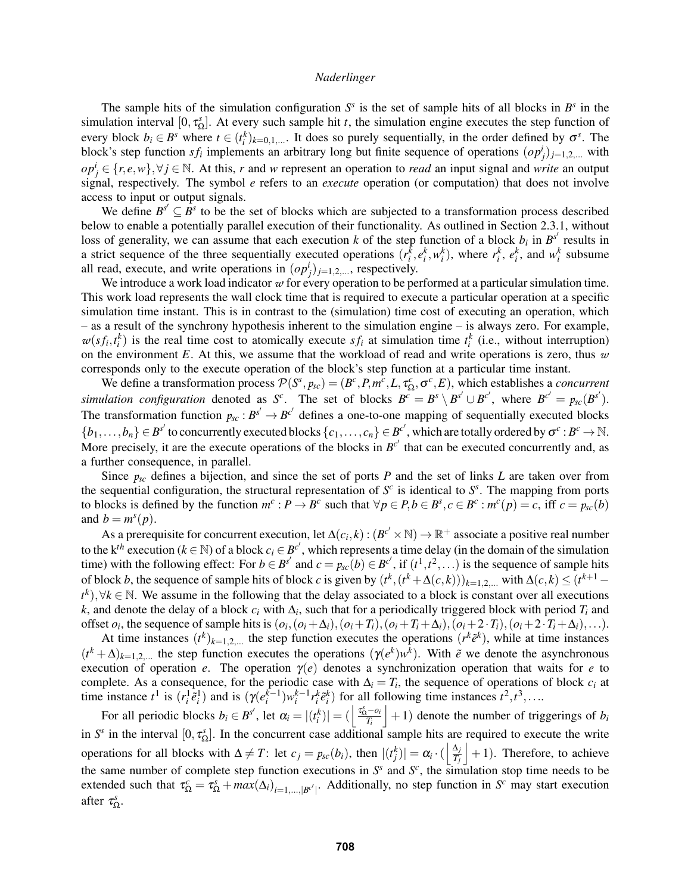The sample hits of the simulation configuration $S^s$ is the set of sample hits of all blocks in $B^s$ in the simulation interval $[0, \tau^s_\Omega]$. At every such sample hit $t$, the simulation engine executes the step function of every block $b_i \in B^s$ where $t \in (t^k_i)_{k=0,1,...}$. It does so purely sequentially, in the order defined by $\sigma^s$. The block's step function $sf_i$ implements an arbitrary long but finite sequence of operations $(op^i_j)_{j=1,2,...}$ with $op^i_j \in \{r, e, w\}, \forall j \in \mathbb{N}$. At this, $r$ and $w$ represent an operation to *read* an input signal and *write* an output signal, respectively. The symbol $e$ refers to an *execute* operation (or computation) that does not involve access to input or output signals.

We define $B^{s'} \subseteq B^s$ to be the set of blocks which are subjected to a transformation process described below to enable a potentially parallel execution of their functionality. As outlined in Section 2.3.1, without loss of generality, we can assume that each execution $k$ of the step function of a block $b_i$ in $B^{s'}$ results in a strict sequence of the three sequentially executed operations $(r^k_i, e^k_i, w^k_i)$, where $r^k_i$, $e^k_i$, and $w^k_i$ subsume all read, execute, and write operations in $(op^i_j)_{j=1,2,...}$, respectively.

We introduce a work load indicator $w$ for every operation to be performed at a particular simulation time. This work load represents the wall clock time that is required to execute a particular operation at a specific simulation time instant. This is in contrast to the (simulation) time cost of executing an operation, which – as a result of the synchrony hypothesis inherent to the simulation engine – is always zero. For example, $w(sf_i, t^k_i)$ is the real time cost to atomically execute $sf_i$ at simulation time $t^k_i$ (i.e., without interruption) on the environment $E$. At this, we assume that the workload of read and write operations is zero, thus $w$ corresponds only to the execute operation of the block's step function at a particular time instant.

We define a transformation process $\mathcal{P}(S^s, p_{sc}) = (B^c, P, m^c, L, \tau^c_\Omega, \sigma^c, E)$, which establishes a *concurrent simulation configuration* denoted as $S^c$. The set of blocks $B^c = B^s \setminus B^{s'} \cup B^{c'}$, where $B^{c'} = p_{sc}(B^{s'})$. The transformation function $p_{sc} : B^{s'} \to B^{c'}$ defines a one-to-one mapping of sequentially executed blocks $\{b_1, \ldots, b_n\} \in B^{s'}$ to concurrently executed blocks $\{c_1, \ldots, c_n\} \in B^{c'}$, which are totally ordered by $\sigma^c : B^c \to \mathbb{N}$. More precisely, it are the execute operations of the blocks in $B^{c'}$ that can be executed concurrently and, as a further consequence, in parallel.

Since $p_{sc}$ defines a bijection, and since the set of ports $P$ and the set of links $L$ are taken over from the sequential configuration, the structural representation of $S^c$ is identical to $S^s$. The mapping from ports to blocks is defined by the function $m^c : P \to B^c$ such that $\forall p \in P, b \in B^s, c \in B^c : m^c(p) = c$, iff $c = p_{sc}(b)$ and $b = m^s(p)$.

As a prerequisite for concurrent execution, let $\Delta(c_i, k) : (B^{c'} \times \mathbb{N}) \to \mathbb{R}^+$ associate a positive real number to the k$^{th}$ execution ($k \in \mathbb{N}$) of a block $c_i \in B^{c'}$, which represents a time delay (in the domain of the simulation time) with the following effect: For $b \in B^{s'}$ and $c = p_{sc}(b) \in B^{c'}$, if $(t^1, t^2, \ldots)$ is the sequence of sample hits of block $b$, the sequence of sample hits of block $c$ is given by $(t^k, (t^k + \Delta(c, k)))_{k=1,2,...}$ with $\Delta(c, k) \leq (t^{k+1} - t^k), \forall k \in \mathbb{N}$. We assume in the following that the delay associated to a block is constant over all executions $k$, and denote the delay of a block $c_i$ with $\Delta_i$, such that for a periodically triggered block with period $T_i$ and offset $o_i$, the sequence of sample hits is $(o_i, (o_i + \Delta_i), (o_i + T_i), (o_i + T_i + \Delta_i), (o_i + 2 \cdot T_i), (o_i + 2 \cdot T_i + \Delta_i), \ldots)$.

At time instances $(t^k)_{k=1,2,...}$ the step function executes the operations $(r^k \tilde{e}^k)$, while at time instances $(t^k + \Delta)_{k=1,2,...}$ the step function executes the operations $(\gamma(e^k) w^k)$. With $\tilde{e}$ we denote the asynchronous execution of operation $e$. The operation $\gamma(e)$ denotes a synchronization operation that waits for $e$ to complete. As a consequence, for the periodic case with $\Delta_i = T_i$, the sequence of operations of block $c_i$ at time instance $t^1$ is $(r^1_i \tilde{e}^1_i)$ and is $(\gamma(e^{k-1}_i) w^{k-1}_i r^k_i \tilde{e}^k_i)$ for all following time instances $t^2, t^3, \ldots$.

For all periodic blocks $b_i \in B^{s'}$, let $\alpha_i = |(t^k_i)| = (\left\lfloor \frac{\tau^s_\Omega - o_i}{T_i} \right\rfloor + 1)$ denote the number of triggerings of $b_i$ in $S^s$ in the interval $[0, \tau^s_\Omega]$. In the concurrent case additional sample hits are required to execute the write operations for all blocks with $\Delta \neq T$: let $c_j = p_{sc}(b_i)$, then $|(t^k_j)| = \alpha_i \cdot (\left\lfloor \frac{\Delta_j}{T_j} \right\rfloor + 1)$. Therefore, to achieve the same number of complete step function executions in $S^s$ and $S^c$, the simulation stop time needs to be extended such that $\tau^c_\Omega = \tau^s_\Omega + max(\Delta_i)_{i=1,...,|B^{c'}|}$. Additionally, no step function in $S^c$ may start execution after $\tau^s_\Omega$.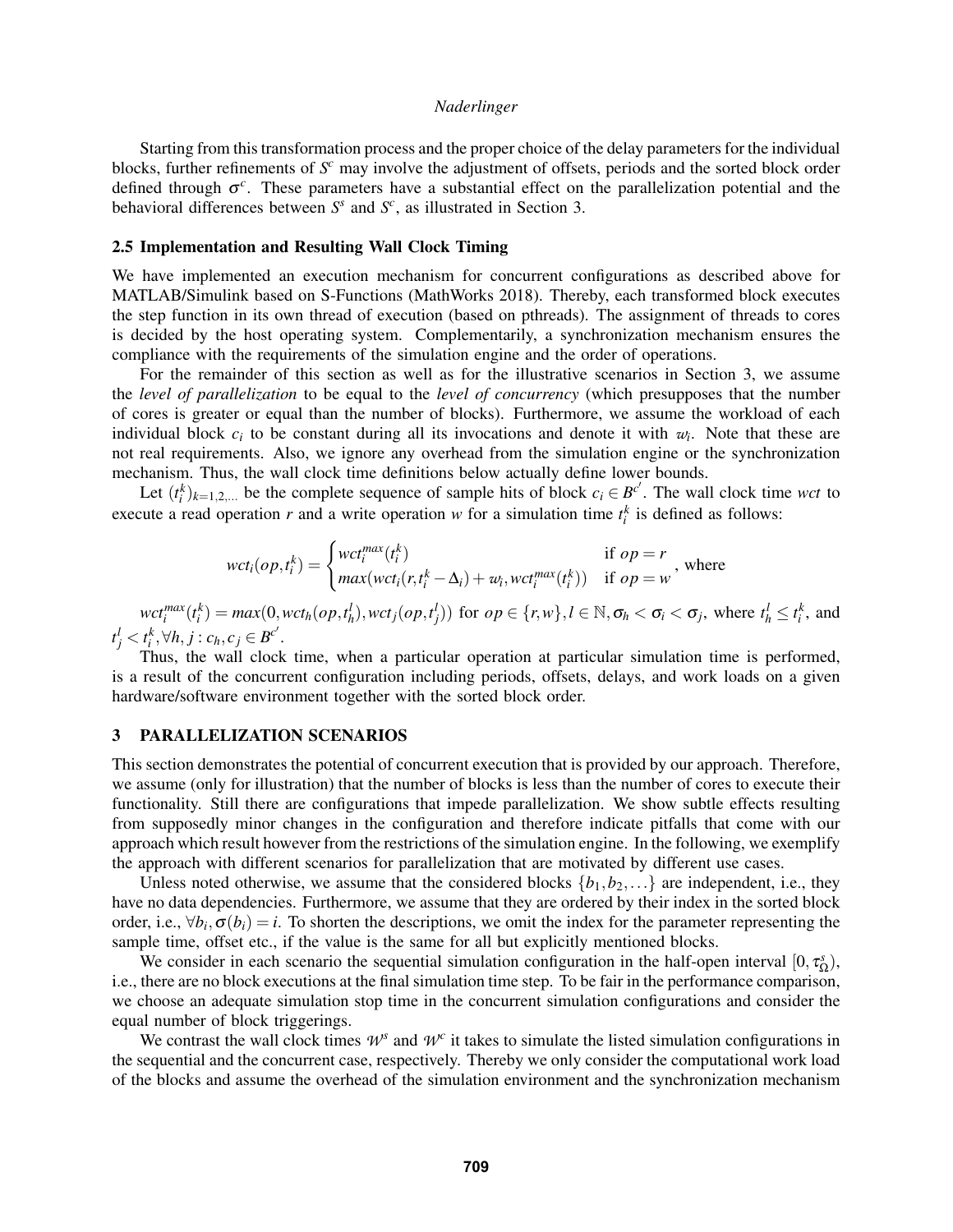Starting from this transformation process and the proper choice of the delay parameters for the individual blocks, further refinements of $S^c$ may involve the adjustment of offsets, periods and the sorted block order defined through $\sigma^c$. These parameters have a substantial effect on the parallelization potential and the behavioral differences between $S^s$ and $S^c$, as illustrated in Section 3.

### 2.5 Implementation and Resulting Wall Clock Timing

We have implemented an execution mechanism for concurrent configurations as described above for MATLAB/Simulink based on S-Functions (MathWorks 2018). Thereby, each transformed block executes the step function in its own thread of execution (based on pthreads). The assignment of threads to cores is decided by the host operating system. Complementarily, a synchronization mechanism ensures the compliance with the requirements of the simulation engine and the order of operations.

For the remainder of this section as well as for the illustrative scenarios in Section 3, we assume the *level of parallelization* to be equal to the *level of concurrency* (which presupposes that the number of cores is greater or equal than the number of blocks). Furthermore, we assume the workload of each individual block $c_i$ to be constant during all its invocations and denote it with $w_i$. Note that these are not real requirements. Also, we ignore any overhead from the simulation engine or the synchronization mechanism. Thus, the wall clock time definitions below actually define lower bounds.

Let $(t_i^k)_{k=1,2,\ldots}$ be the complete sequence of sample hits of block $c_i \in B^{c'}$. The wall clock time *wct* to execute a read operation $r$ and a write operation $w$ for a simulation time $t_i^k$ is defined as follows:

$$wct_i(op, t_i^k) = \begin{cases} wct_i^{max}(t_i^k) & \text{if } op = r \\ max(wct_i(r, t_i^k - \Delta_i) + w_i, wct_i^{max}(t_i^k)) & \text{if } op = w \end{cases}, \text{ where}$$

$wct_i^{max}(t_i^k) = max(0, wct_h(op, t_h^l), wct_j(op, t_j^l))$ for $op \in \{r, w\}, l \in \mathbb{N}, \sigma_h < \sigma_i < \sigma_j$, where $t_h^l \leq t_i^k$, and $t_j^l < t_i^k, \forall h, j : c_h, c_j \in B^{c'}$.

Thus, the wall clock time, when a particular operation at particular simulation time is performed, is a result of the concurrent configuration including periods, offsets, delays, and work loads on a given hardware/software environment together with the sorted block order.

## 3 PARALLELIZATION SCENARIOS

This section demonstrates the potential of concurrent execution that is provided by our approach. Therefore, we assume (only for illustration) that the number of blocks is less than the number of cores to execute their functionality. Still there are configurations that impede parallelization. We show subtle effects resulting from supposedly minor changes in the configuration and therefore indicate pitfalls that come with our approach which result however from the restrictions of the simulation engine. In the following, we exemplify the approach with different scenarios for parallelization that are motivated by different use cases.

Unless noted otherwise, we assume that the considered blocks $\{b_1, b_2, \ldots\}$ are independent, i.e., they have no data dependencies. Furthermore, we assume that they are ordered by their index in the sorted block order, i.e., $\forall b_i, \sigma(b_i) = i$. To shorten the descriptions, we omit the index for the parameter representing the sample time, offset etc., if the value is the same for all but explicitly mentioned blocks.

We consider in each scenario the sequential simulation configuration in the half-open interval $[0, \tau_\Omega^s)$, i.e., there are no block executions at the final simulation time step. To be fair in the performance comparison, we choose an adequate simulation stop time in the concurrent simulation configurations and consider the equal number of block triggerings.

We contrast the wall clock times $\mathcal{W}^s$ and $\mathcal{W}^c$ it takes to simulate the listed simulation configurations in the sequential and the concurrent case, respectively. Thereby we only consider the computational work load of the blocks and assume the overhead of the simulation environment and the synchronization mechanism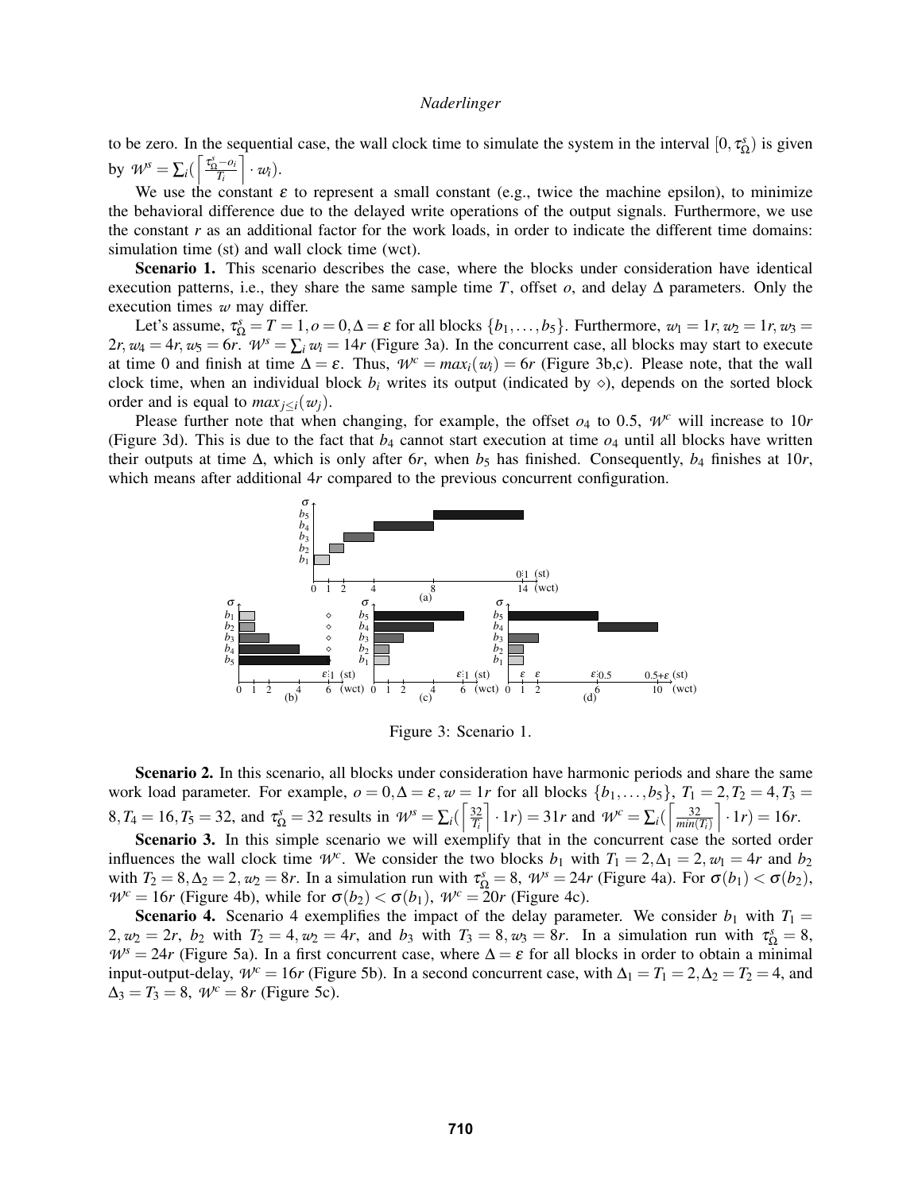to be zero. In the sequential case, the wall clock time to simulate the system in the interval $[0, \tau^s_\Omega)$ is given by $\mathcal{W}^s = \sum_i (\left\lceil \frac{\tau^s_\Omega - o_i}{T_i} \right\rceil \cdot w_i)$.

We use the constant $\varepsilon$ to represent a small constant (e.g., twice the machine epsilon), to minimize the behavioral difference due to the delayed write operations of the output signals. Furthermore, we use the constant $r$ as an additional factor for the work loads, in order to indicate the different time domains: simulation time (st) and wall clock time (wct).

**Scenario 1.** This scenario describes the case, where the blocks under consideration have identical execution patterns, i.e., they share the same sample time $T$, offset $o$, and delay $\Delta$ parameters. Only the execution times $w$ may differ.

Let's assume, $\tau^s_\Omega = T = 1, o = 0, \Delta = \varepsilon$ for all blocks $\{b_1, \ldots, b_5\}$. Furthermore, $w_1 = 1r, w_2 = 1r, w_3 = 2r, w_4 = 4r, w_5 = 6r$. $\mathcal{W}^s = \sum_i w_i = 14r$ (Figure 3a). In the concurrent case, all blocks may start to execute at time 0 and finish at time $\Delta = \varepsilon$. Thus, $\mathcal{W}^c = max_i(w_i) = 6r$ (Figure 3b,c). Please note, that the wall clock time, when an individual block $b_i$ writes its output (indicated by $\diamond$), depends on the sorted block order and is equal to $max_{j \le i}(w_j)$.

Please further note that when changing, for example, the offset $o_4$ to 0.5, $\mathcal{W}^c$ will increase to $10r$ (Figure 3d). This is due to the fact that $b_4$ cannot start execution at time $o_4$ until all blocks have written their outputs at time $\Delta$, which is only after $6r$, when $b_5$ has finished. Consequently, $b_4$ finishes at $10r$, which means after additional $4r$ compared to the previous concurrent configuration.

Figure 3: Scenario 1.

**Scenario 2.** In this scenario, all blocks under consideration have harmonic periods and share the same work load parameter. For example, $o = 0, \Delta = \varepsilon, w = 1r$ for all blocks $\{b_1, \ldots, b_5\}$, $T_1 = 2, T_2 = 4, T_3 = 8, T_4 = 16, T_5 = 32$, and $\tau^s_\Omega = 32$ results in $\mathcal{W}^s = \sum_i (\left\lceil \frac{32}{T_i} \right\rceil \cdot 1r) = 31r$ and $\mathcal{W}^c = \sum_i (\left\lceil \frac{32}{min(T_i)} \right\rceil \cdot 1r) = 16r$.

**Scenario 3.** In this simple scenario we will exemplify that in the concurrent case the sorted order influences the wall clock time $\mathcal{W}^c$. We consider the two blocks $b_1$ with $T_1 = 2, \Delta_1 = 2, w_1 = 4r$ and $b_2$ with $T_2 = 8, \Delta_2 = 2, w_2 = 8r$. In a simulation run with $\tau^s_\Omega = 8$, $\mathcal{W}^s = 24r$ (Figure 4a). For $\sigma(b_1) < \sigma(b_2)$, $\mathcal{W}^c = 16r$ (Figure 4b), while for $\sigma(b_2) < \sigma(b_1)$, $\mathcal{W}^c = 20r$ (Figure 4c).

**Scenario 4.** Scenario 4 exemplifies the impact of the delay parameter. We consider $b_1$ with $T_1 = 2, w_2 = 2r$, $b_2$ with $T_2 = 4, w_2 = 4r$, and $b_3$ with $T_3 = 8, w_3 = 8r$. In a simulation run with $\tau^s_\Omega = 8$, $\mathcal{W}^s = 24r$ (Figure 5a). In a first concurrent case, where $\Delta = \varepsilon$ for all blocks in order to obtain a minimal input-output-delay, $\mathcal{W}^c = 16r$ (Figure 5b). In a second concurrent case, with $\Delta_1 = T_1 = 2, \Delta_2 = T_2 = 4$, and $\Delta_3 = T_3 = 8$, $\mathcal{W}^c = 8r$ (Figure 5c).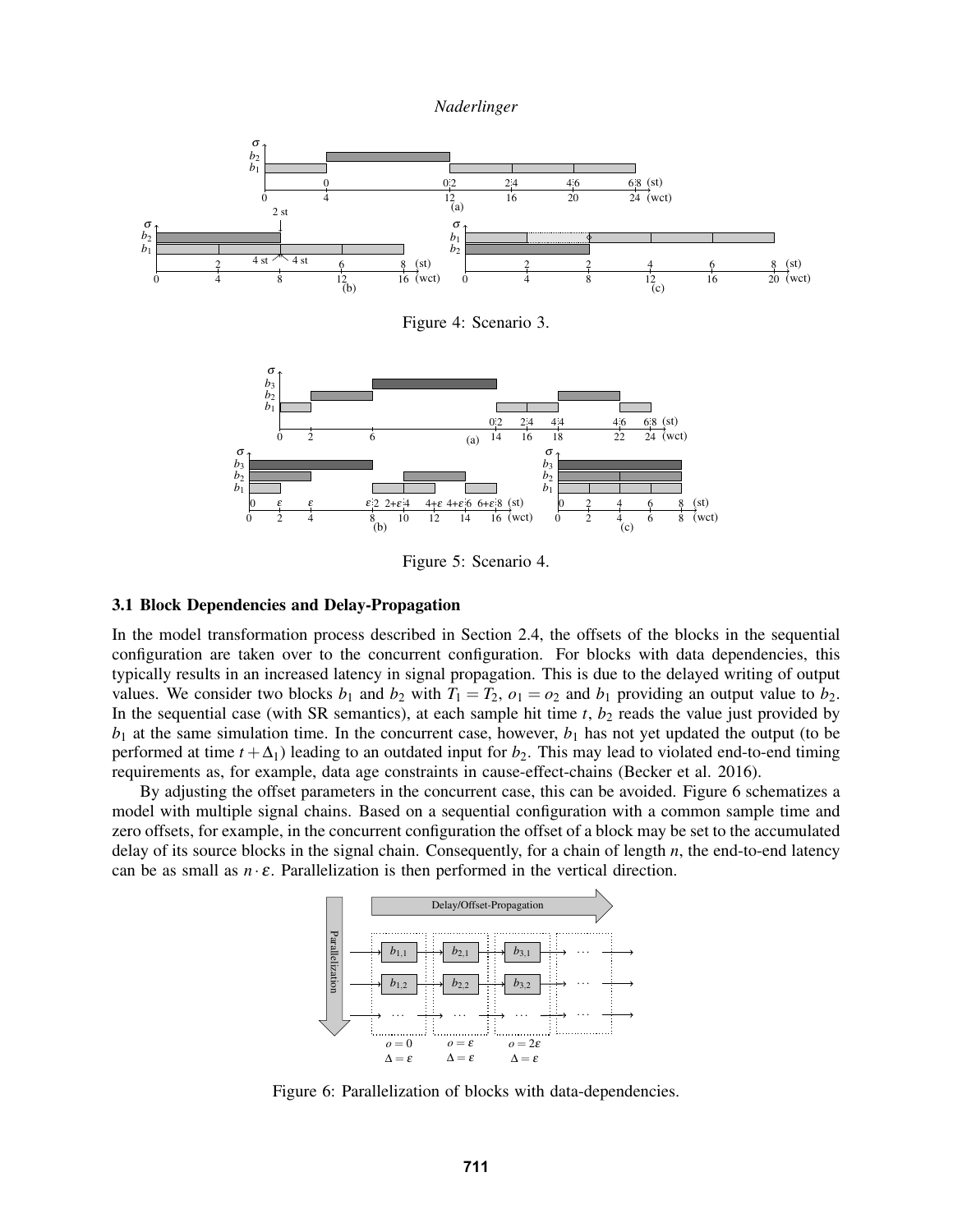Figure 4: Scenario 3.

Figure 5: Scenario 4.

### 3.1 Block Dependencies and Delay-Propagation

In the model transformation process described in Section 2.4, the offsets of the blocks in the sequential configuration are taken over to the concurrent configuration. For blocks with data dependencies, this typically results in an increased latency in signal propagation. This is due to the delayed writing of output values. We consider two blocks $b_1$ and $b_2$ with $T_1 = T_2$, $o_1 = o_2$ and $b_1$ providing an output value to $b_2$. In the sequential case (with SR semantics), at each sample hit time $t$, $b_2$ reads the value just provided by $b_1$ at the same simulation time. In the concurrent case, however, $b_1$ has not yet updated the output (to be performed at time $t + \Delta_1$) leading to an outdated input for $b_2$. This may lead to violated end-to-end timing requirements as, for example, data age constraints in cause-effect-chains (Becker et al. 2016).

By adjusting the offset parameters in the concurrent case, this can be avoided. Figure 6 schematizes a model with multiple signal chains. Based on a sequential configuration with a common sample time and zero offsets, for example, in the concurrent configuration the offset of a block may be set to the accumulated delay of its source blocks in the signal chain. Consequently, for a chain of length $n$, the end-to-end latency can be as small as $n \cdot \varepsilon$. Parallelization is then performed in the vertical direction.

Figure 6: Parallelization of blocks with data-dependencies.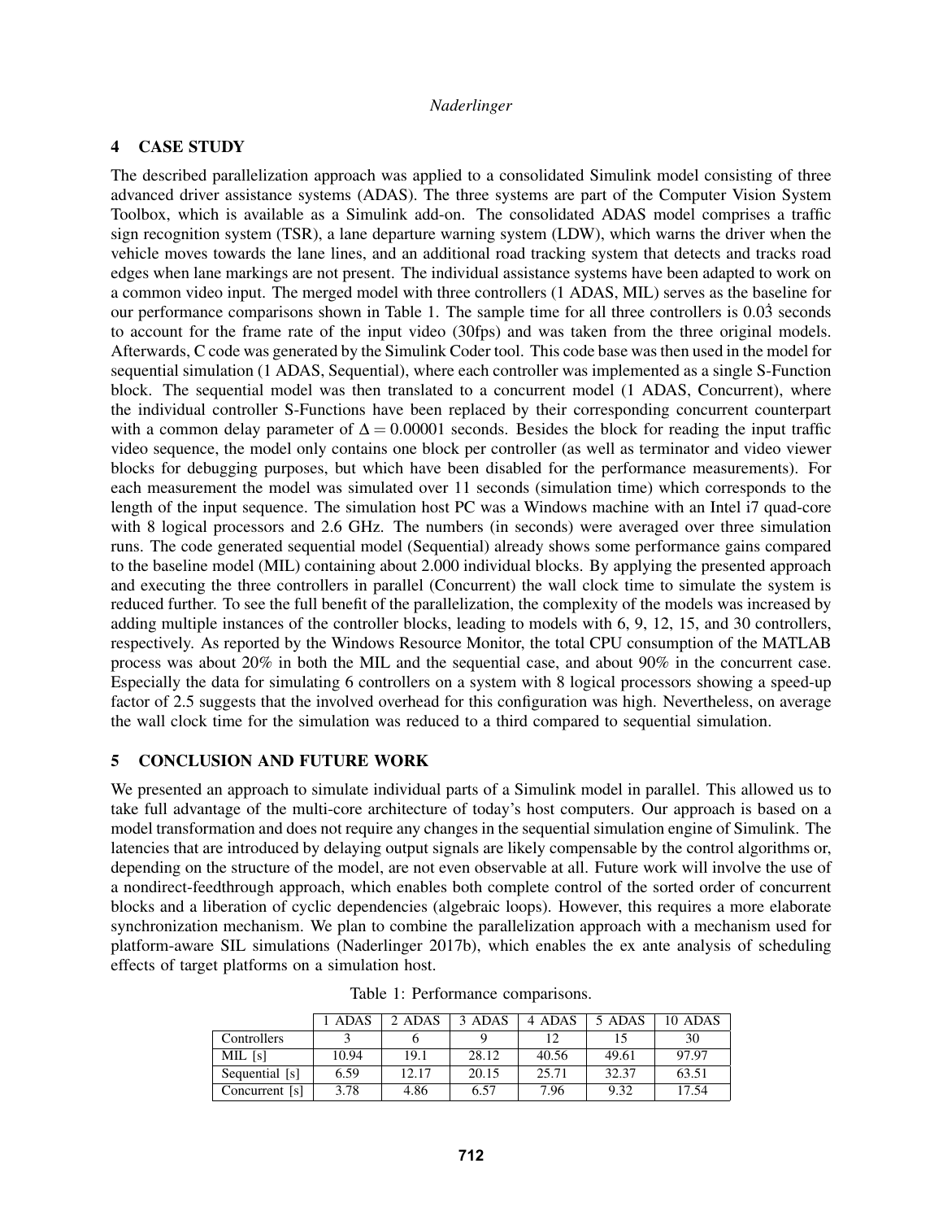## 4 CASE STUDY

The described parallelization approach was applied to a consolidated Simulink model consisting of three advanced driver assistance systems (ADAS). The three systems are part of the Computer Vision System Toolbox, which is available as a Simulink add-on. The consolidated ADAS model comprises a traffic sign recognition system (TSR), a lane departure warning system (LDW), which warns the driver when the vehicle moves towards the lane lines, and an additional road tracking system that detects and tracks road edges when lane markings are not present. The individual assistance systems have been adapted to work on a common video input. The merged model with three controllers (1 ADAS, MIL) serves as the baseline for our performance comparisons shown in Table 1. The sample time for all three controllers is $0.0\dot{3}$ seconds to account for the frame rate of the input video (30fps) and was taken from the three original models. Afterwards, C code was generated by the Simulink Coder tool. This code base was then used in the model for sequential simulation (1 ADAS, Sequential), where each controller was implemented as a single S-Function block. The sequential model was then translated to a concurrent model (1 ADAS, Concurrent), where the individual controller S-Functions have been replaced by their corresponding concurrent counterpart with a common delay parameter of $\Delta = 0.00001$ seconds. Besides the block for reading the input traffic video sequence, the model only contains one block per controller (as well as terminator and video viewer blocks for debugging purposes, but which have been disabled for the performance measurements). For each measurement the model was simulated over 11 seconds (simulation time) which corresponds to the length of the input sequence. The simulation host PC was a Windows machine with an Intel i7 quad-core with 8 logical processors and 2.6 GHz. The numbers (in seconds) were averaged over three simulation runs. The code generated sequential model (Sequential) already shows some performance gains compared to the baseline model (MIL) containing about 2.000 individual blocks. By applying the presented approach and executing the three controllers in parallel (Concurrent) the wall clock time to simulate the system is reduced further. To see the full benefit of the parallelization, the complexity of the models was increased by adding multiple instances of the controller blocks, leading to models with 6, 9, 12, 15, and 30 controllers, respectively. As reported by the Windows Resource Monitor, the total CPU consumption of the MATLAB process was about 20% in both the MIL and the sequential case, and about 90% in the concurrent case. Especially the data for simulating 6 controllers on a system with 8 logical processors showing a speed-up factor of 2.5 suggests that the involved overhead for this configuration was high. Nevertheless, on average the wall clock time for the simulation was reduced to a third compared to sequential simulation.

## 5 CONCLUSION AND FUTURE WORK

We presented an approach to simulate individual parts of a Simulink model in parallel. This allowed us to take full advantage of the multi-core architecture of today's host computers. Our approach is based on a model transformation and does not require any changes in the sequential simulation engine of Simulink. The latencies that are introduced by delaying output signals are likely compensable by the control algorithms or, depending on the structure of the model, are not even observable at all. Future work will involve the use of a nondirect-feedthrough approach, which enables both complete control of the sorted order of concurrent blocks and a liberation of cyclic dependencies (algebraic loops). However, this requires a more elaborate synchronization mechanism. We plan to combine the parallelization approach with a mechanism used for platform-aware SIL simulations (Naderlinger 2017b), which enables the ex ante analysis of scheduling effects of target platforms on a simulation host.

Table 1: Performance comparisons.

| | 1 ADAS | 2 ADAS | 3 ADAS | 4 ADAS | 5 ADAS | 10 ADAS |
|---|---|---|---|---|---|---|
| Controllers | 3 | 6 | 9 | 12 | 15 | 30 |
| MIL [s] | 10.94 | 19.1 | 28.12 | 40.56 | 49.61 | 97.97 |
| Sequential [s] | 6.59 | 12.17 | 20.15 | 25.71 | 32.37 | 63.51 |
| Concurrent [s] | 3.78 | 4.86 | 6.57 | 7.96 | 9.32 | 17.54 |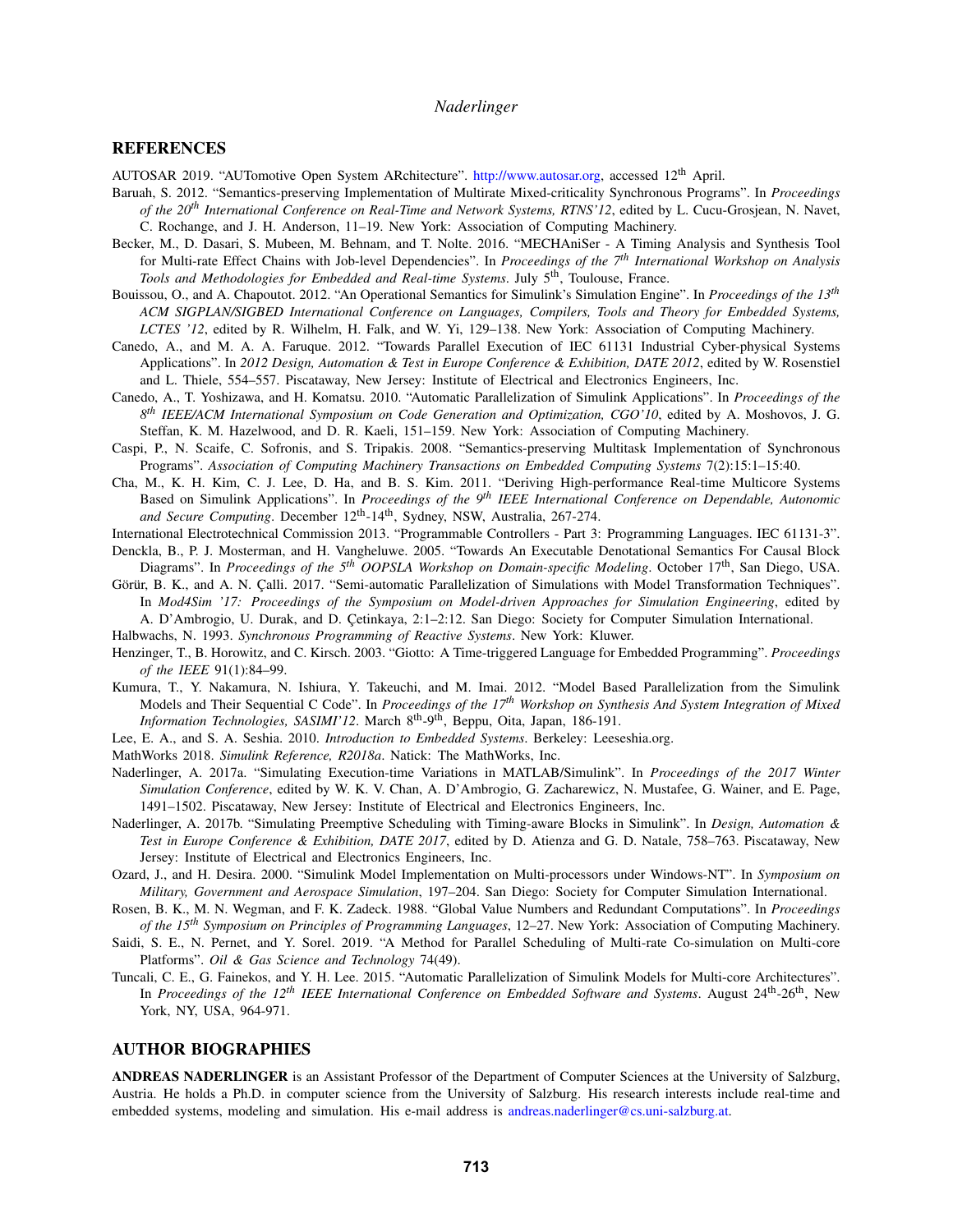## REFERENCES

AUTOSAR 2019. "AUTomotive Open System ARchitecture". http://www.autosar.org, accessed 12th April.

Baruah, S. 2012. "Semantics-preserving Implementation of Multirate Mixed-criticality Synchronous Programs". In *Proceedings of the 20th International Conference on Real-Time and Network Systems, RTNS'12*, edited by L. Cucu-Grosjean, N. Navet, C. Rochange, and J. H. Anderson, 11–19. New York: Association of Computing Machinery.

Becker, M., D. Dasari, S. Mubeen, M. Behnam, and T. Nolte. 2016. "MECHAniSer - A Timing Analysis and Synthesis Tool for Multi-rate Effect Chains with Job-level Dependencies". In *Proceedings of the 7th International Workshop on Analysis Tools and Methodologies for Embedded and Real-time Systems*. July 5th, Toulouse, France.

Bouissou, O., and A. Chapoutot. 2012. "An Operational Semantics for Simulink's Simulation Engine". In *Proceedings of the 13th ACM SIGPLAN/SIGBED International Conference on Languages, Compilers, Tools and Theory for Embedded Systems, LCTES '12*, edited by R. Wilhelm, H. Falk, and W. Yi, 129–138. New York: Association of Computing Machinery.

Canedo, A., and M. A. A. Faruque. 2012. "Towards Parallel Execution of IEC 61131 Industrial Cyber-physical Systems Applications". In *2012 Design, Automation & Test in Europe Conference & Exhibition, DATE 2012*, edited by W. Rosenstiel and L. Thiele, 554–557. Piscataway, New Jersey: Institute of Electrical and Electronics Engineers, Inc.

Canedo, A., T. Yoshizawa, and H. Komatsu. 2010. "Automatic Parallelization of Simulink Applications". In *Proceedings of the 8th IEEE/ACM International Symposium on Code Generation and Optimization, CGO'10*, edited by A. Moshovos, J. G. Steffan, K. M. Hazelwood, and D. R. Kaeli, 151–159. New York: Association of Computing Machinery.

Caspi, P., N. Scaife, C. Sofronis, and S. Tripakis. 2008. "Semantics-preserving Multitask Implementation of Synchronous Programs". *Association of Computing Machinery Transactions on Embedded Computing Systems* 7(2):15:1–15:40.

Cha, M., K. H. Kim, C. J. Lee, D. Ha, and B. S. Kim. 2011. "Deriving High-performance Real-time Multicore Systems Based on Simulink Applications". In *Proceedings of the 9th IEEE International Conference on Dependable, Autonomic and Secure Computing*. December 12th-14th, Sydney, NSW, Australia, 267-274.

International Electrotechnical Commission 2013. "Programmable Controllers - Part 3: Programming Languages. IEC 61131-3".

Denckla, B., P. J. Mosterman, and H. Vangheluwe. 2005. "Towards An Executable Denotational Semantics For Causal Block Diagrams". In *Proceedings of the 5th OOPSLA Workshop on Domain-specific Modeling*. October 17th, San Diego, USA.

Görür, B. K., and A. N. Çalli. 2017. "Semi-automatic Parallelization of Simulations with Model Transformation Techniques". In *Mod4Sim '17: Proceedings of the Symposium on Model-driven Approaches for Simulation Engineering*, edited by A. D'Ambrogio, U. Durak, and D. Çetinkaya, 2:1–2:12. San Diego: Society for Computer Simulation International.

Halbwachs, N. 1993. *Synchronous Programming of Reactive Systems*. New York: Kluwer.

Henzinger, T., B. Horowitz, and C. Kirsch. 2003. "Giotto: A Time-triggered Language for Embedded Programming". *Proceedings of the IEEE* 91(1):84–99.

Kumura, T., Y. Nakamura, N. Ishiura, Y. Takeuchi, and M. Imai. 2012. "Model Based Parallelization from the Simulink Models and Their Sequential C Code". In *Proceedings of the 17th Workshop on Synthesis And System Integration of Mixed Information Technologies, SASIMI'12*. March 8th-9th, Beppu, Oita, Japan, 186-191.

Lee, E. A., and S. A. Seshia. 2010. *Introduction to Embedded Systems*. Berkeley: Leeseshia.org.

MathWorks 2018. *Simulink Reference, R2018a*. Natick: The MathWorks, Inc.

Naderlinger, A. 2017a. "Simulating Execution-time Variations in MATLAB/Simulink". In *Proceedings of the 2017 Winter Simulation Conference*, edited by W. K. V. Chan, A. D'Ambrogio, G. Zacharewicz, N. Mustafee, G. Wainer, and E. Page, 1491–1502. Piscataway, New Jersey: Institute of Electrical and Electronics Engineers, Inc.

Naderlinger, A. 2017b. "Simulating Preemptive Scheduling with Timing-aware Blocks in Simulink". In *Design, Automation & Test in Europe Conference & Exhibition, DATE 2017*, edited by D. Atienza and G. D. Natale, 758–763. Piscataway, New Jersey: Institute of Electrical and Electronics Engineers, Inc.

Ozard, J., and H. Desira. 2000. "Simulink Model Implementation on Multi-processors under Windows-NT". In *Symposium on Military, Government and Aerospace Simulation*, 197–204. San Diego: Society for Computer Simulation International.

Rosen, B. K., M. N. Wegman, and F. K. Zadeck. 1988. "Global Value Numbers and Redundant Computations". In *Proceedings of the 15th Symposium on Principles of Programming Languages*, 12–27. New York: Association of Computing Machinery.

Saidi, S. E., N. Pernet, and Y. Sorel. 2019. "A Method for Parallel Scheduling of Multi-rate Co-simulation on Multi-core Platforms". *Oil & Gas Science and Technology* 74(49).

Tuncali, C. E., G. Fainekos, and Y. H. Lee. 2015. "Automatic Parallelization of Simulink Models for Multi-core Architectures". In *Proceedings of the 12th IEEE International Conference on Embedded Software and Systems*. August 24th-26th, New York, NY, USA, 964-971.

## AUTHOR BIOGRAPHIES

**ANDREAS NADERLINGER** is an Assistant Professor of the Department of Computer Sciences at the University of Salzburg, Austria. He holds a Ph.D. in computer science from the University of Salzburg. His research interests include real-time and embedded systems, modeling and simulation. His e-mail address is andreas.naderlinger@cs.uni-salzburg.at.